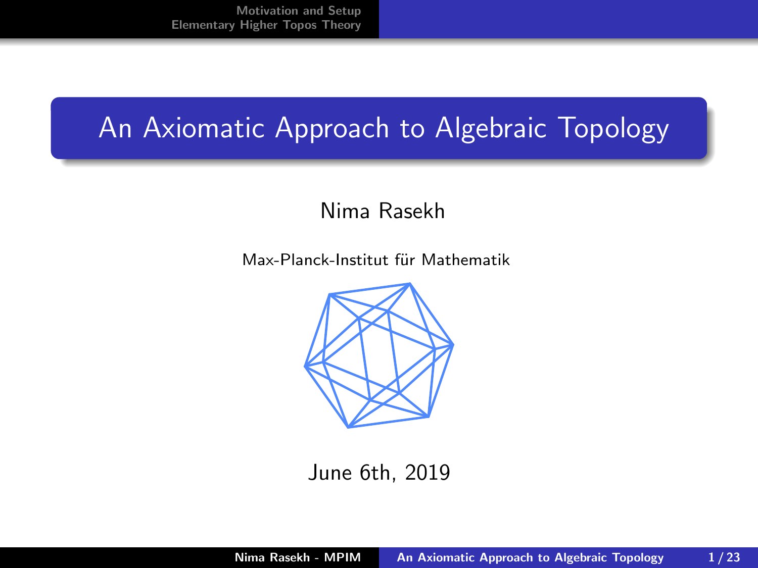# An Axiomatic Approach to Algebraic Topology

Nima Rasekh

Max-Planck-Institut für Mathematik

June 6th, 2019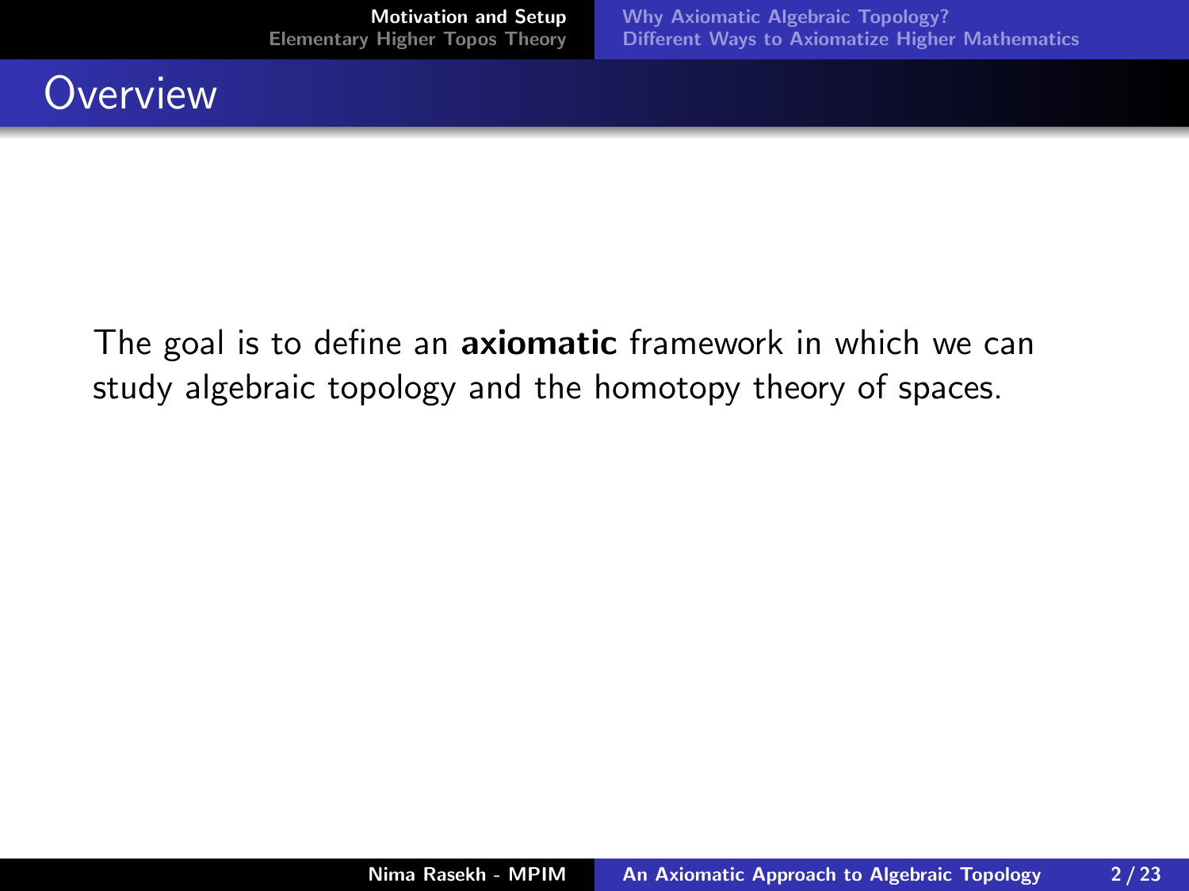# Overview

The goal is to define an **axiomatic** framework in which we can study algebraic topology and the homotopy theory of spaces.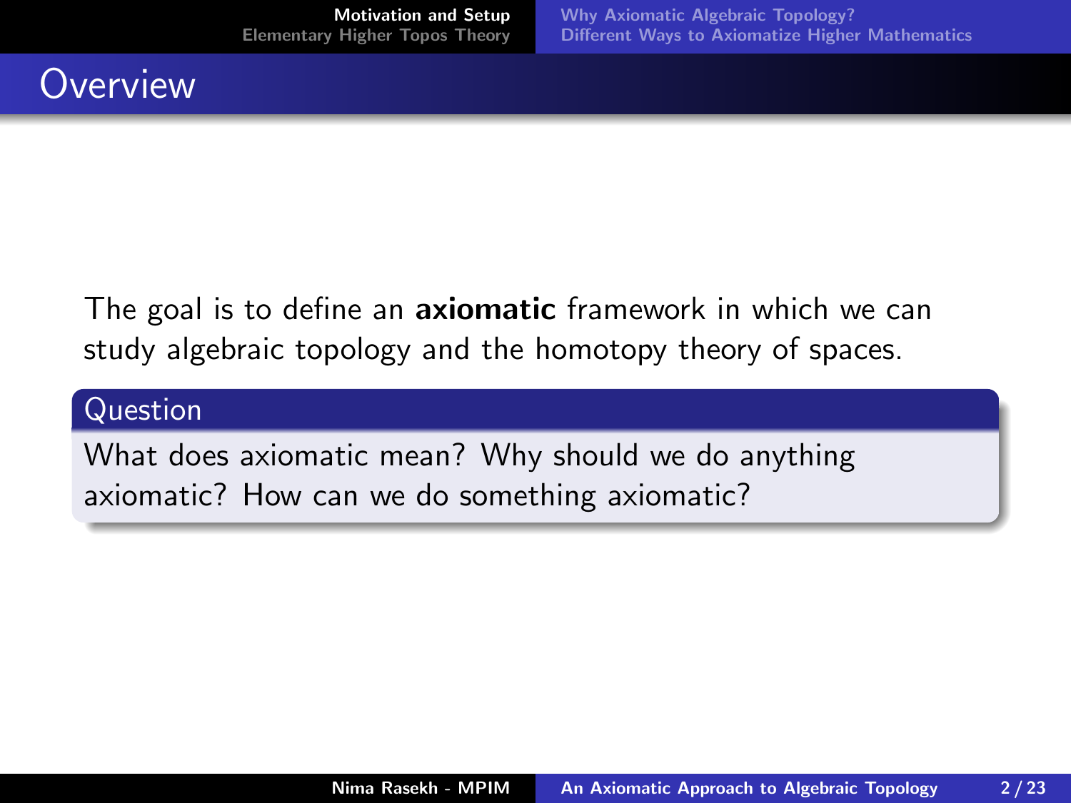# Overview

The goal is to define an **axiomatic** framework in which we can study algebraic topology and the homotopy theory of spaces.

**Question**

What does axiomatic mean? Why should we do anything axiomatic? How can we do something axiomatic?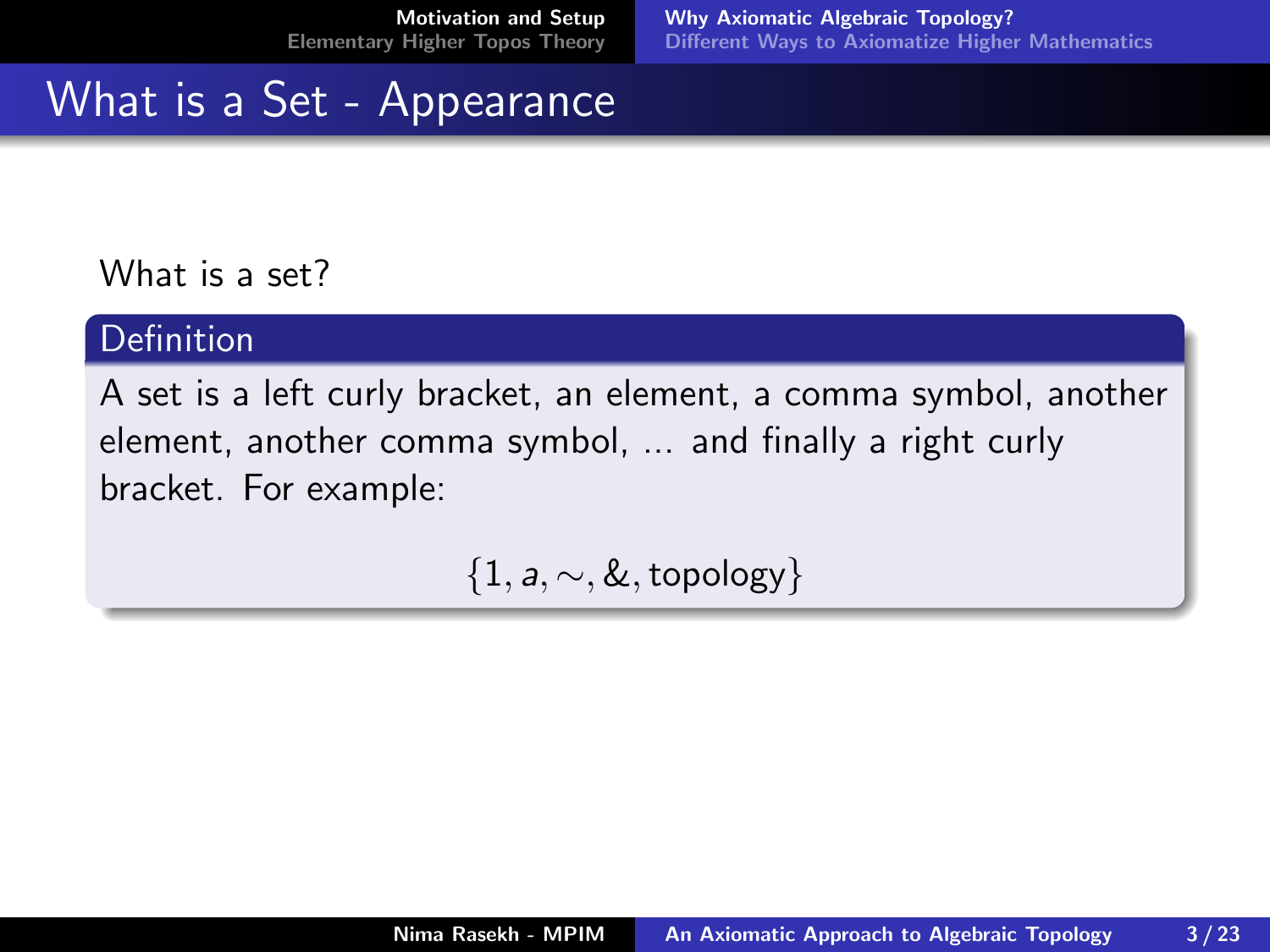# What is a Set - Appearance

What is a set?

**Definition**

A set is a left curly bracket, an element, a comma symbol, another element, another comma symbol, ... and finally a right curly bracket. For example:

$$\{1, a, \sim, \&, \text{topology}\}$$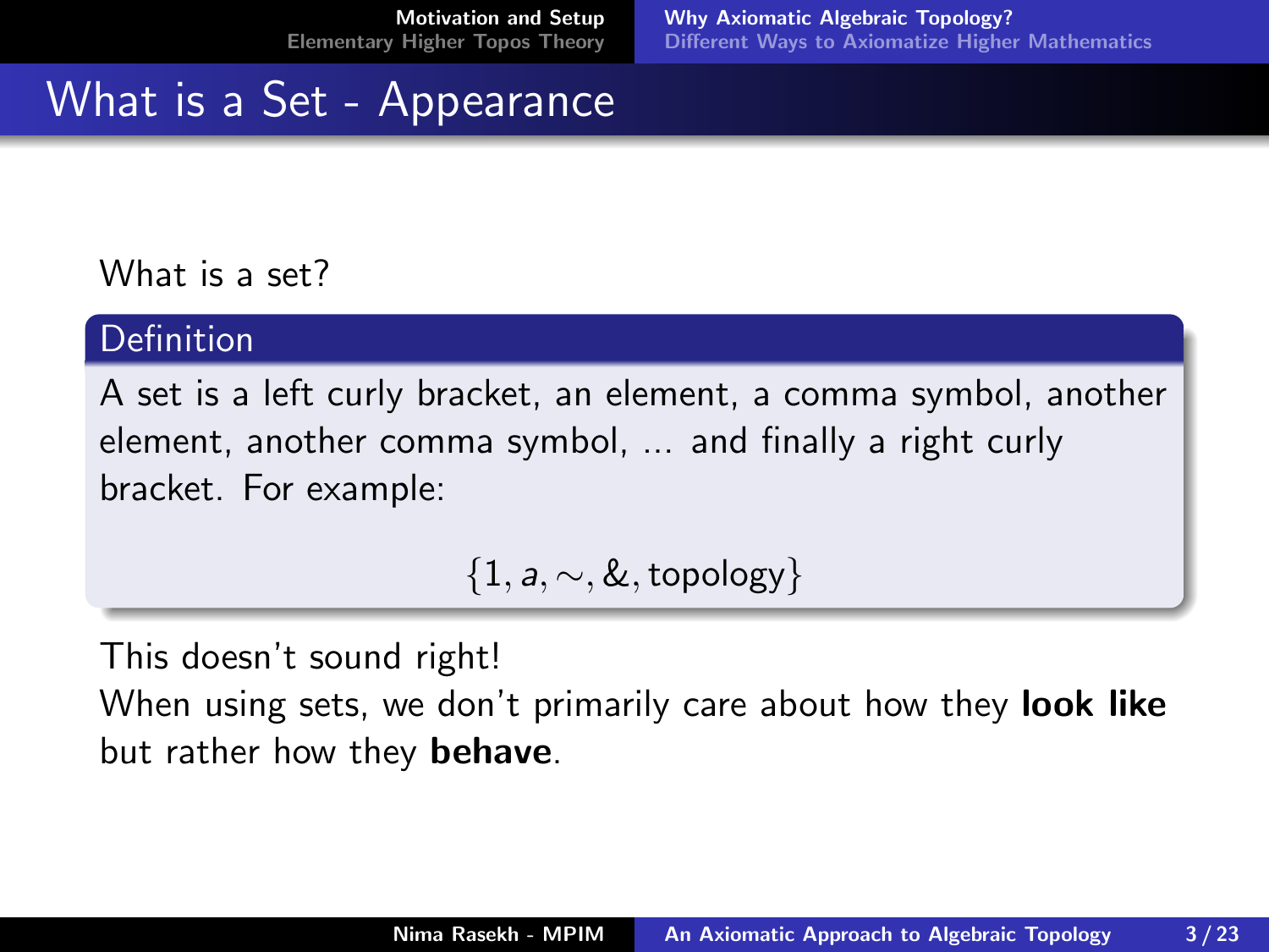# What is a Set - Appearance

What is a set?

**Definition**

A set is a left curly bracket, an element, a comma symbol, another element, another comma symbol, ... and finally a right curly bracket. For example:

$$\{1, a, \sim, \&, \text{topology}\}$$

This doesn't sound right!

When using sets, we don't primarily care about how they **look like** but rather how they **behave**.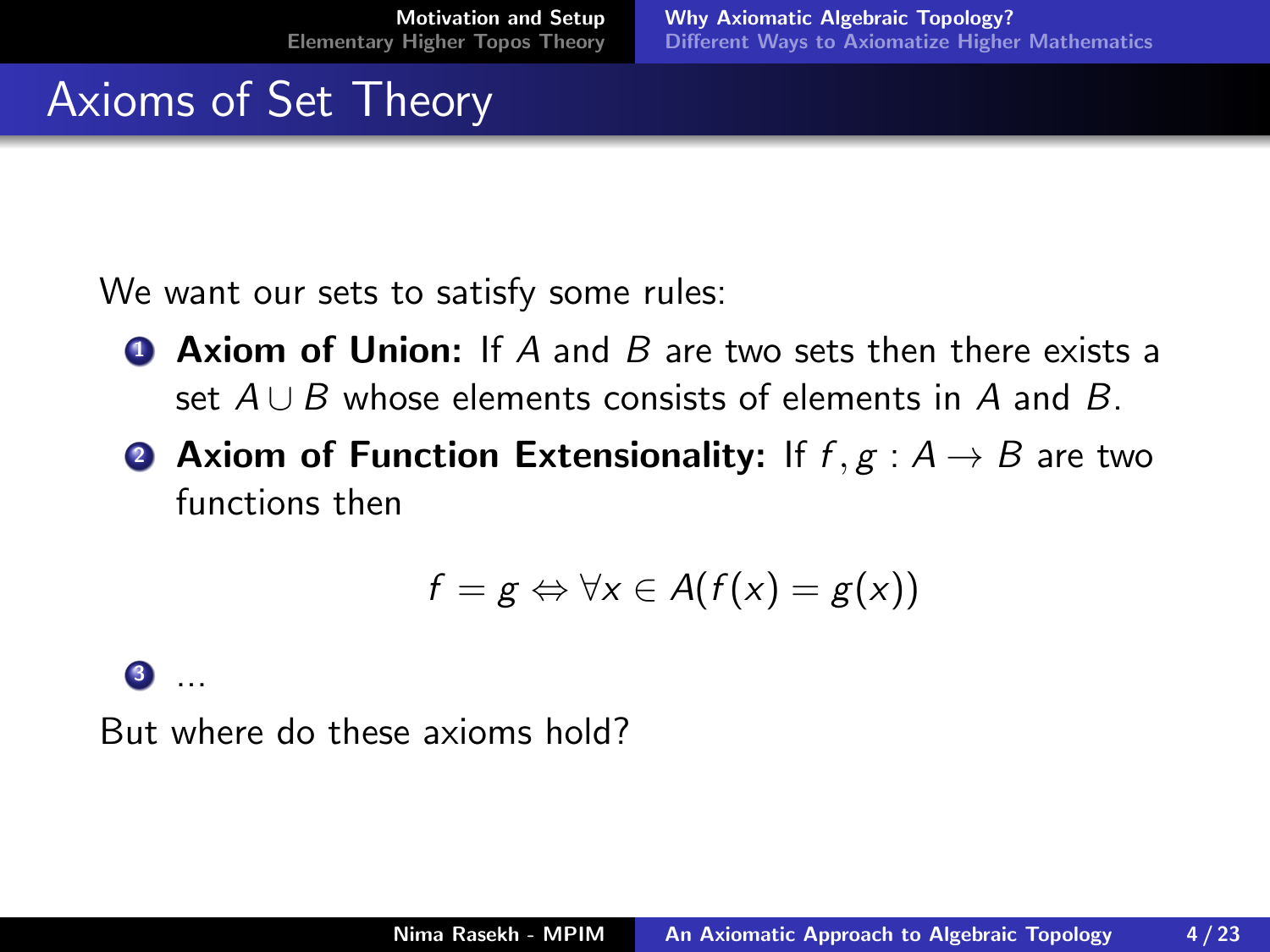# Axioms of Set Theory

We want our sets to satisfy some rules:

1. **Axiom of Union:** If $A$ and $B$ are two sets then there exists a set $A \cup B$ whose elements consists of elements in $A$ and $B$.
2. **Axiom of Function Extensionality:** If $f, g : A \to B$ are two functions then

$$f = g \Leftrightarrow \forall x \in A(f(x) = g(x))$$

3. ...

But where do these axioms hold?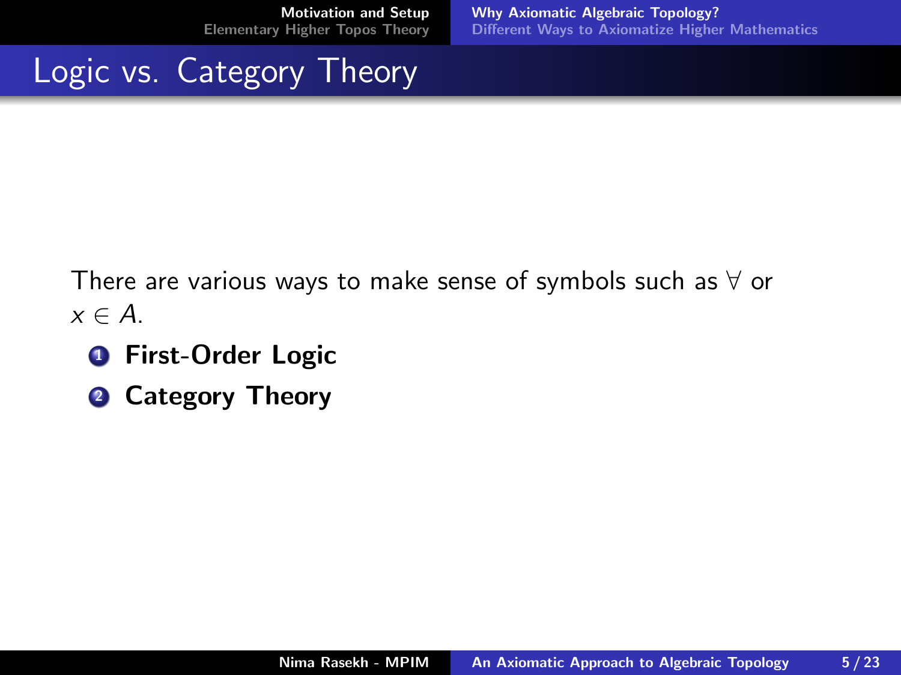# Logic vs. Category Theory

There are various ways to make sense of symbols such as $\forall$ or $x \in A$.

1. **First-Order Logic**
2. **Category Theory**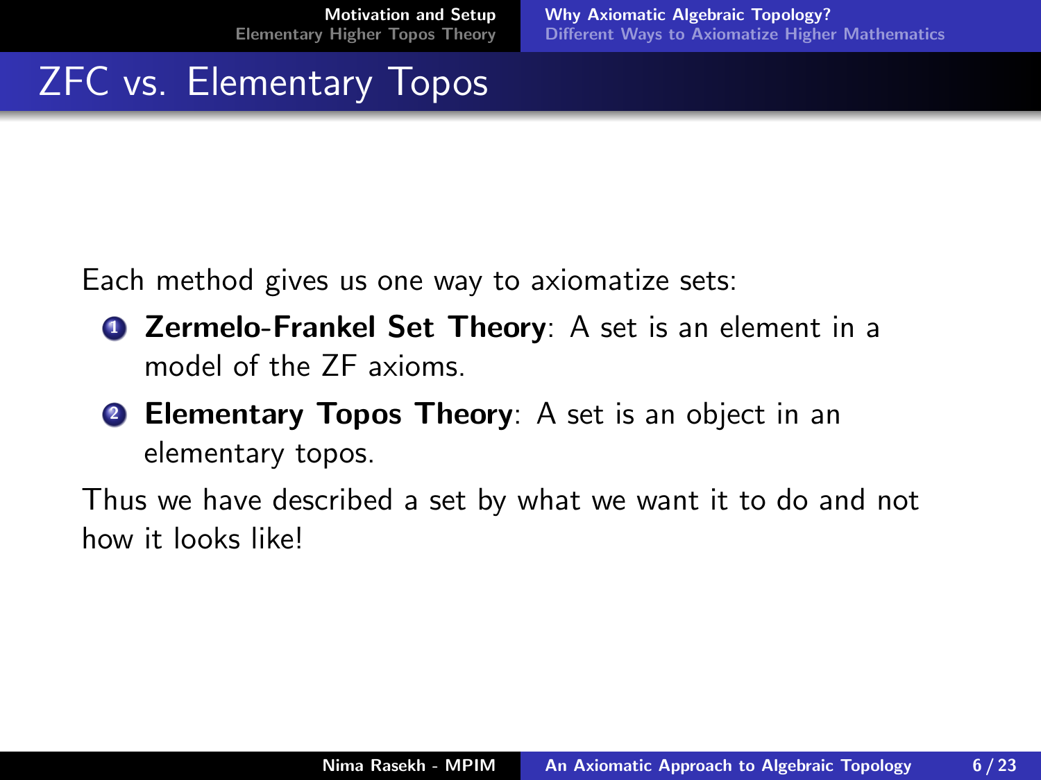# ZFC vs. Elementary Topos

Each method gives us one way to axiomatize sets:

1. **Zermelo-Frankel Set Theory**: A set is an element in a model of the ZF axioms.
2. **Elementary Topos Theory**: A set is an object in an elementary topos.

Thus we have described a set by what we want it to do and not how it looks like!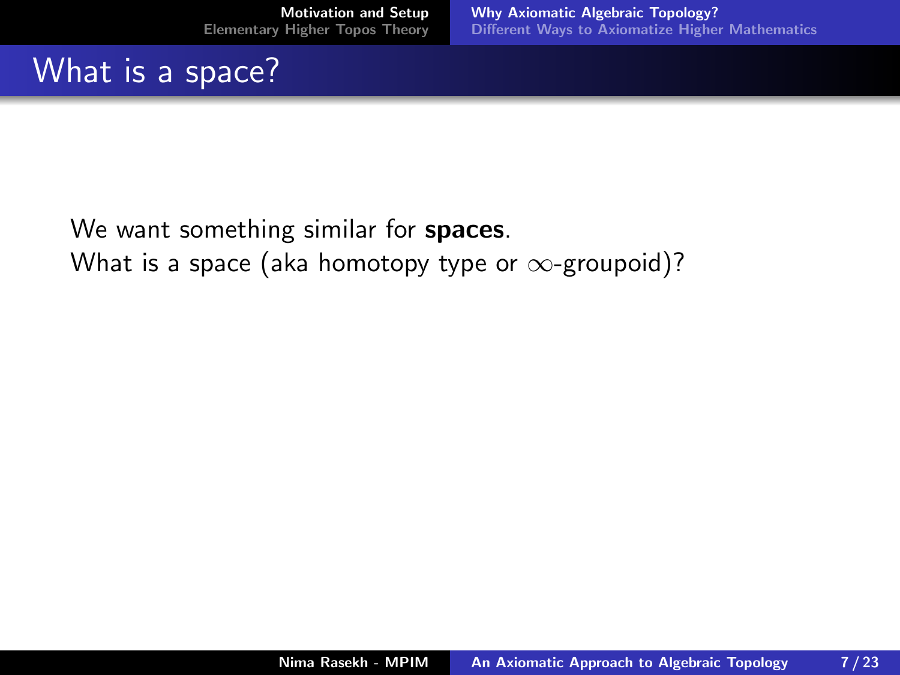# What is a space?

We want something similar for **spaces**.
What is a space (aka homotopy type or $\infty$-groupoid)?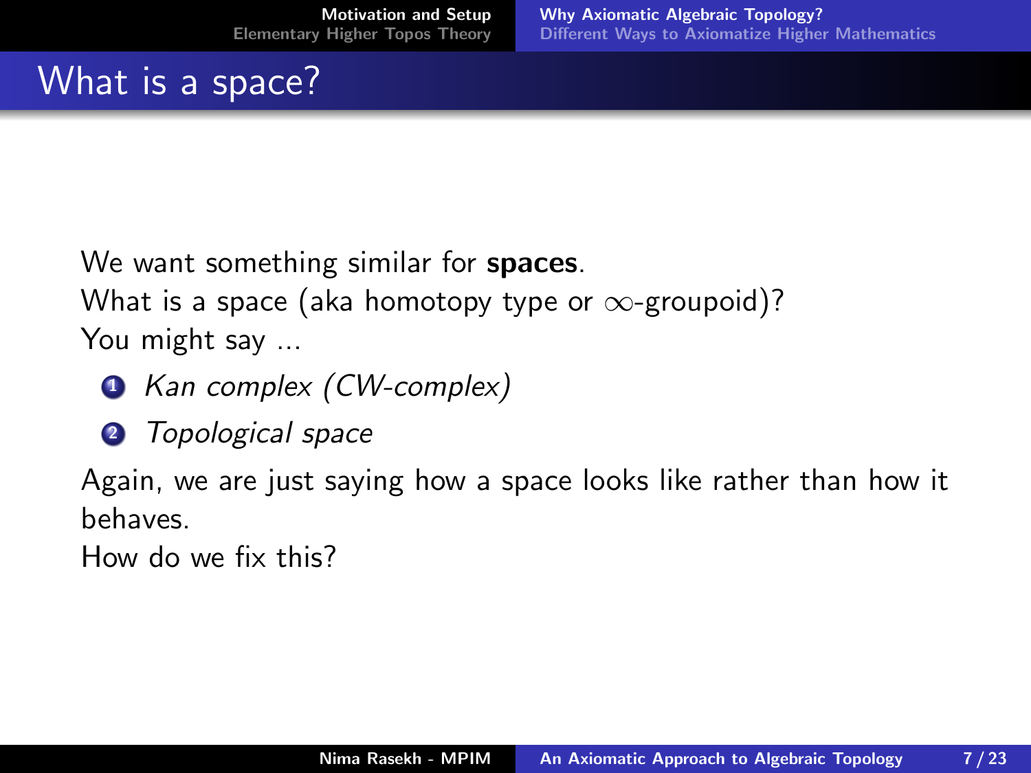# What is a space?

We want something similar for **spaces**.
What is a space (aka homotopy type or $\infty$-groupoid)?
You might say ...

1. *Kan complex (CW-complex)*
2. *Topological space*

Again, we are just saying how a space looks like rather than how it behaves.
How do we fix this?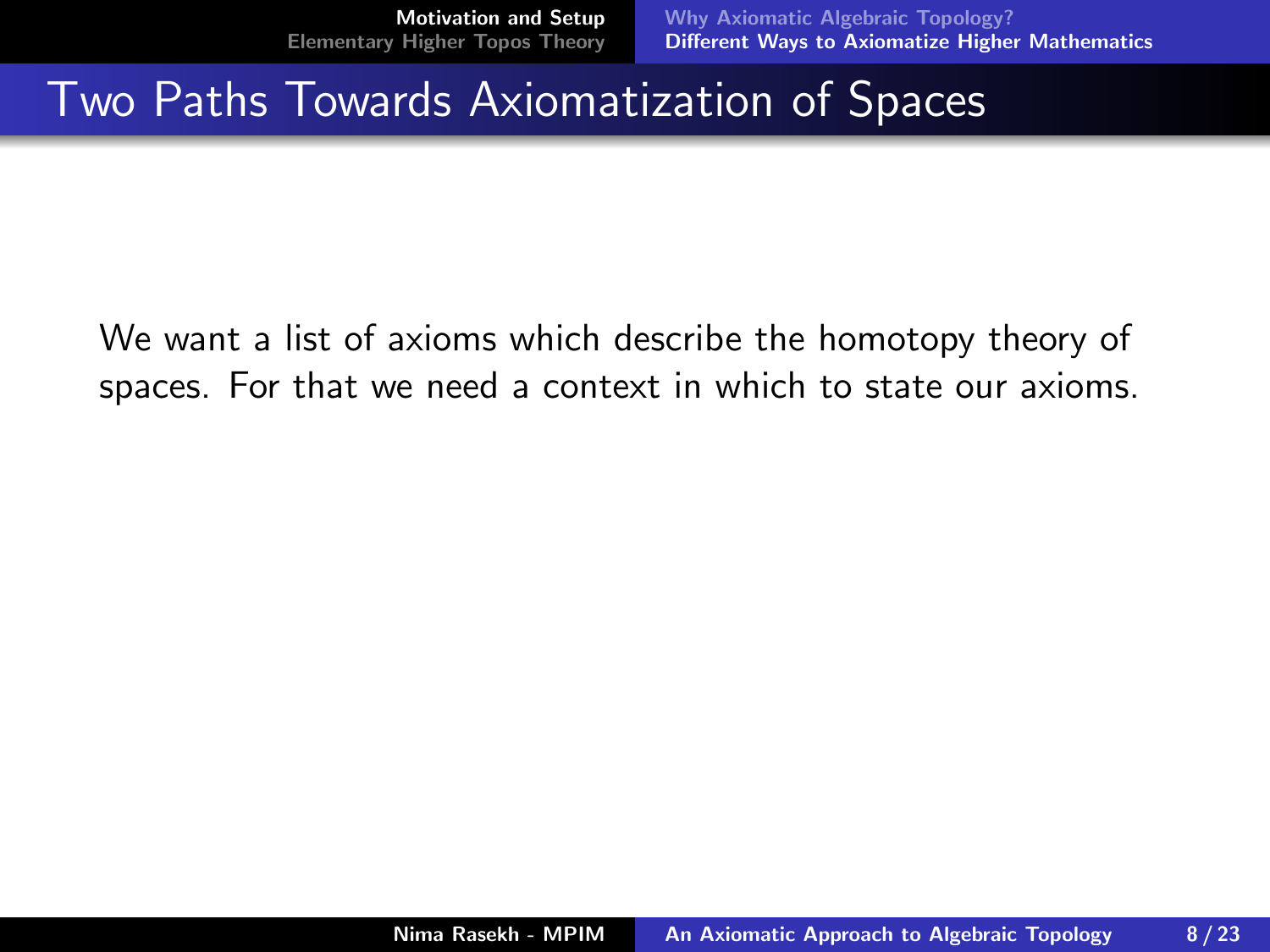# Two Paths Towards Axiomatization of Spaces

We want a list of axioms which describe the homotopy theory of spaces. For that we need a context in which to state our axioms.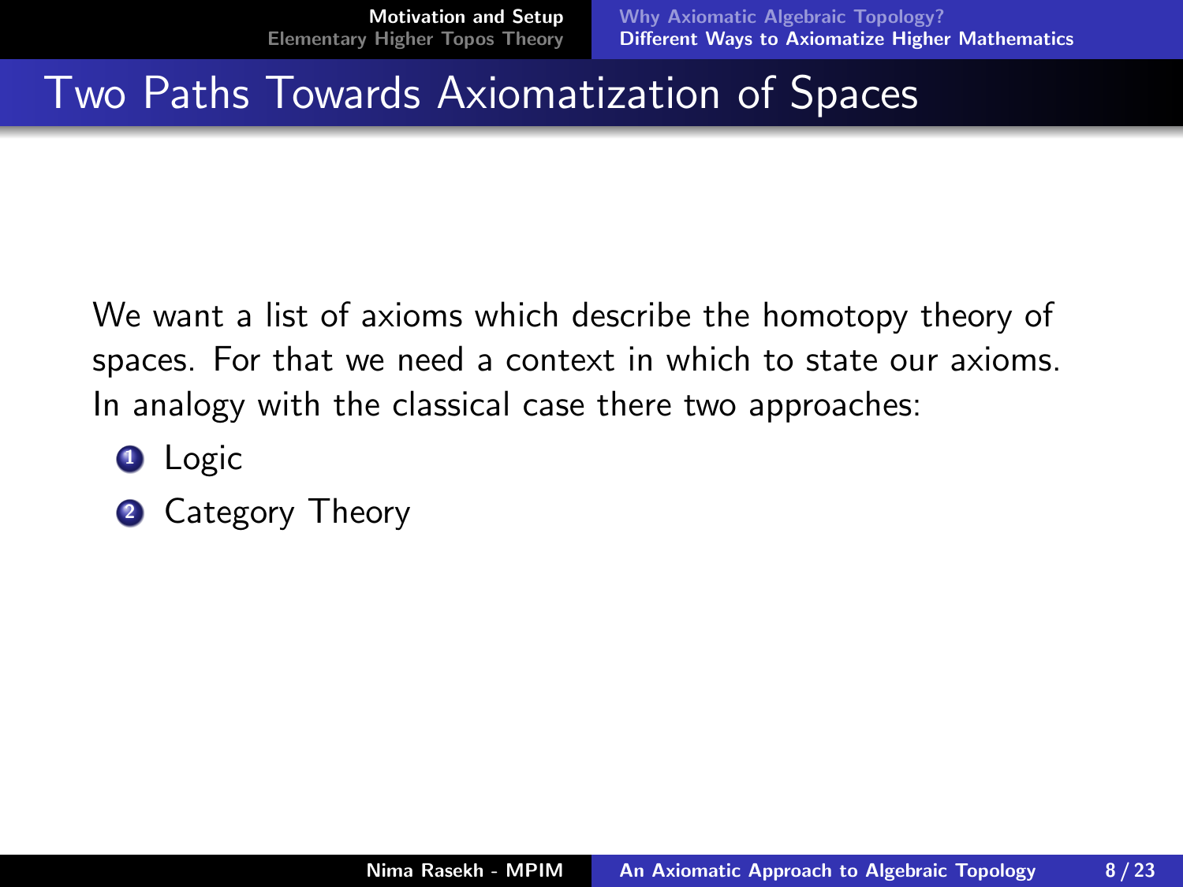# Two Paths Towards Axiomatization of Spaces

We want a list of axioms which describe the homotopy theory of spaces. For that we need a context in which to state our axioms. In analogy with the classical case there two approaches:

1. Logic
2. Category Theory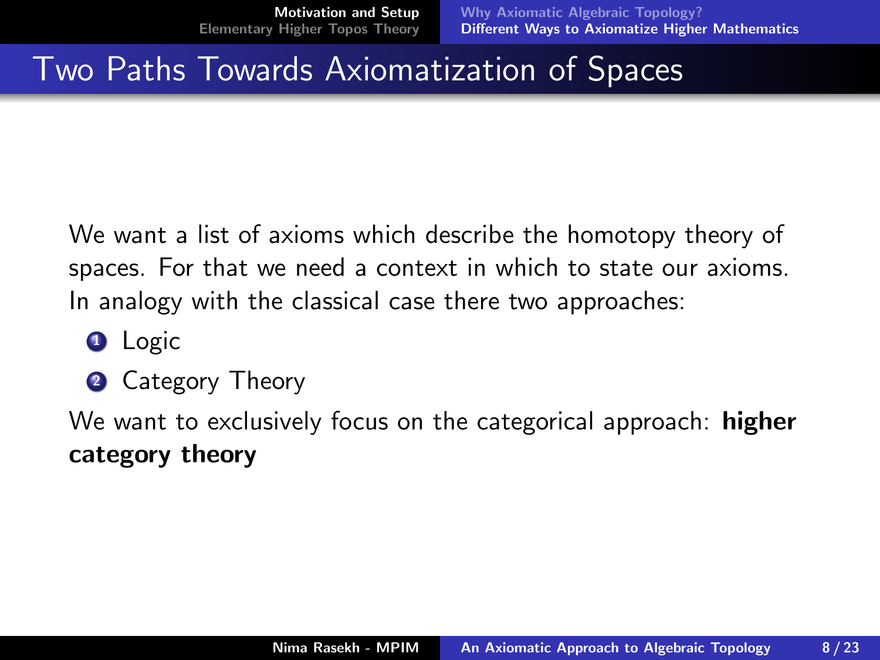# Two Paths Towards Axiomatization of Spaces

We want a list of axioms which describe the homotopy theory of spaces. For that we need a context in which to state our axioms. In analogy with the classical case there two approaches:

1. Logic
2. Category Theory

We want to exclusively focus on the categorical approach: **higher category theory**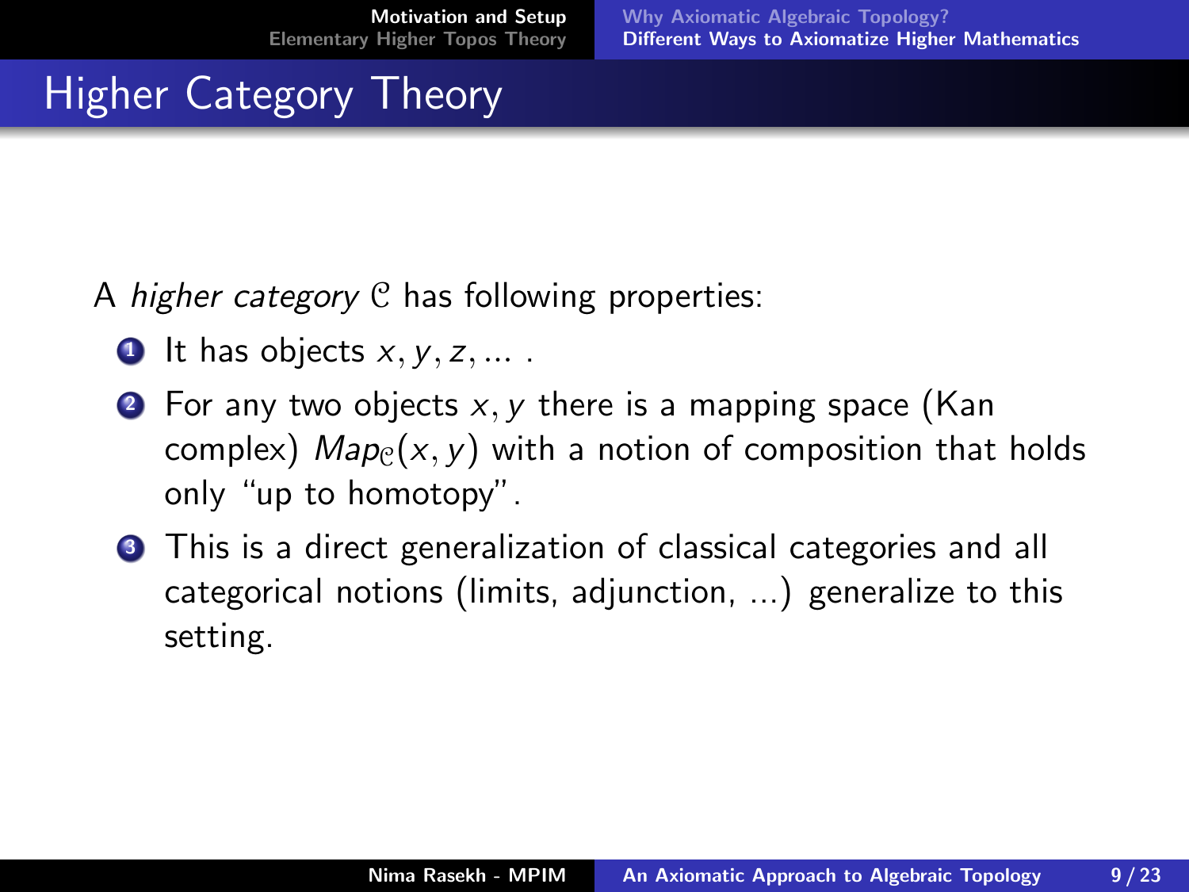# Higher Category Theory

A *higher category* $\mathcal{C}$ has following properties:

1. It has objects $x, y, z, ...$ .
2. For any two objects $x, y$ there is a mapping space (Kan complex) $Map_{\mathcal{C}}(x, y)$ with a notion of composition that holds only "up to homotopy".
3. This is a direct generalization of classical categories and all categorical notions (limits, adjunction, ...) generalize to this setting.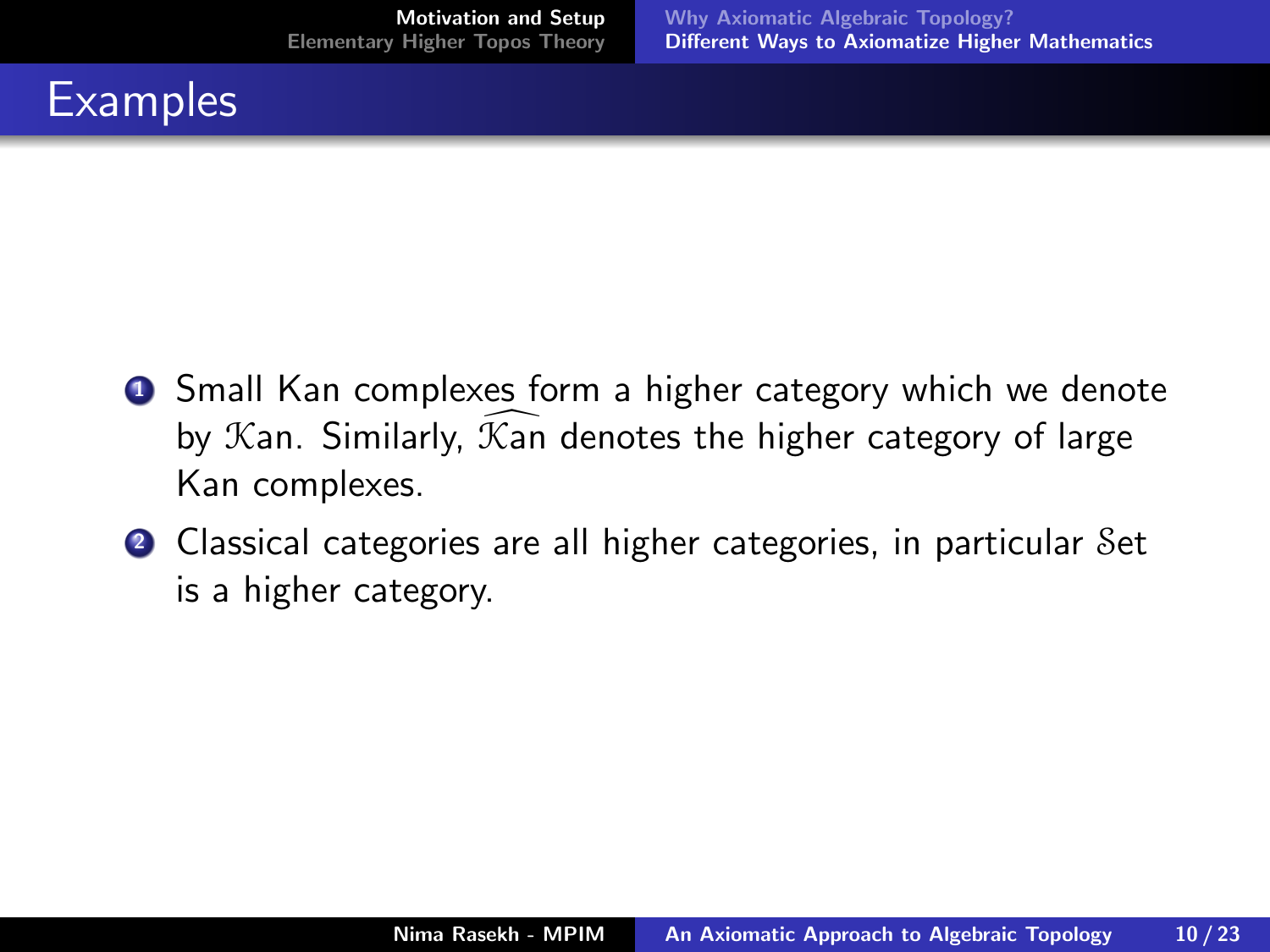## Examples

1. Small Kan complexes form a higher category which we denote by $\mathcal{K}\text{an}$. Similarly, $\widehat{\mathcal{K}\text{an}}$ denotes the higher category of large Kan complexes.
2. Classical categories are all higher categories, in particular $\mathcal{S}\text{et}$ is a higher category.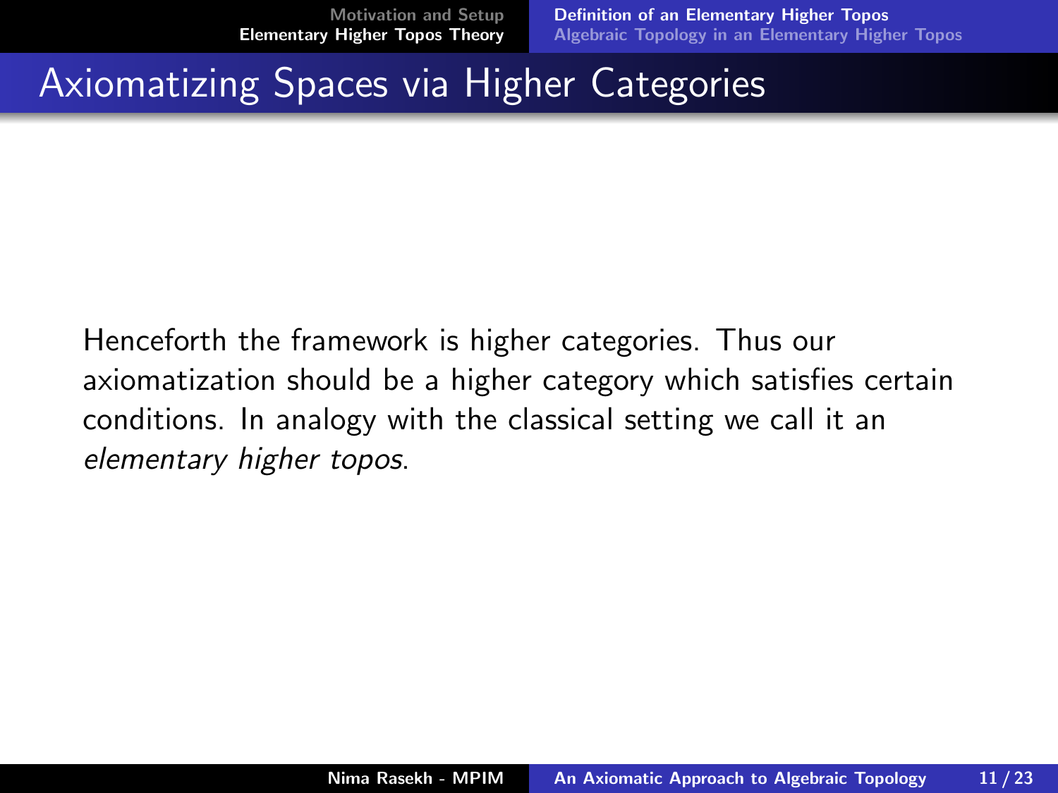# Axiomatizing Spaces via Higher Categories

Henceforth the framework is higher categories. Thus our axiomatization should be a higher category which satisfies certain conditions. In analogy with the classical setting we call it an *elementary higher topos*.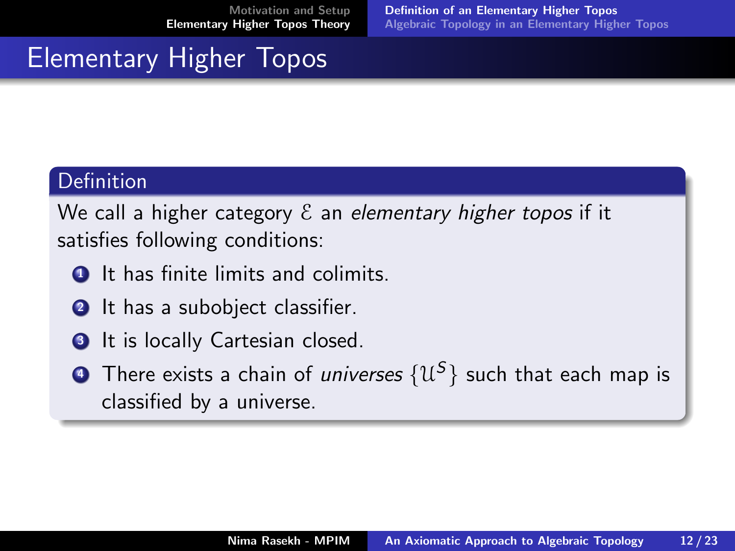# Elementary Higher Topos

**Definition**

We call a higher category $\mathcal{E}$ an *elementary higher topos* if it satisfies following conditions:

1. It has finite limits and colimits.
2. It has a subobject classifier.
3. It is locally Cartesian closed.
4. There exists a chain of *universes* $\{\mathcal{U}^S\}$ such that each map is classified by a universe.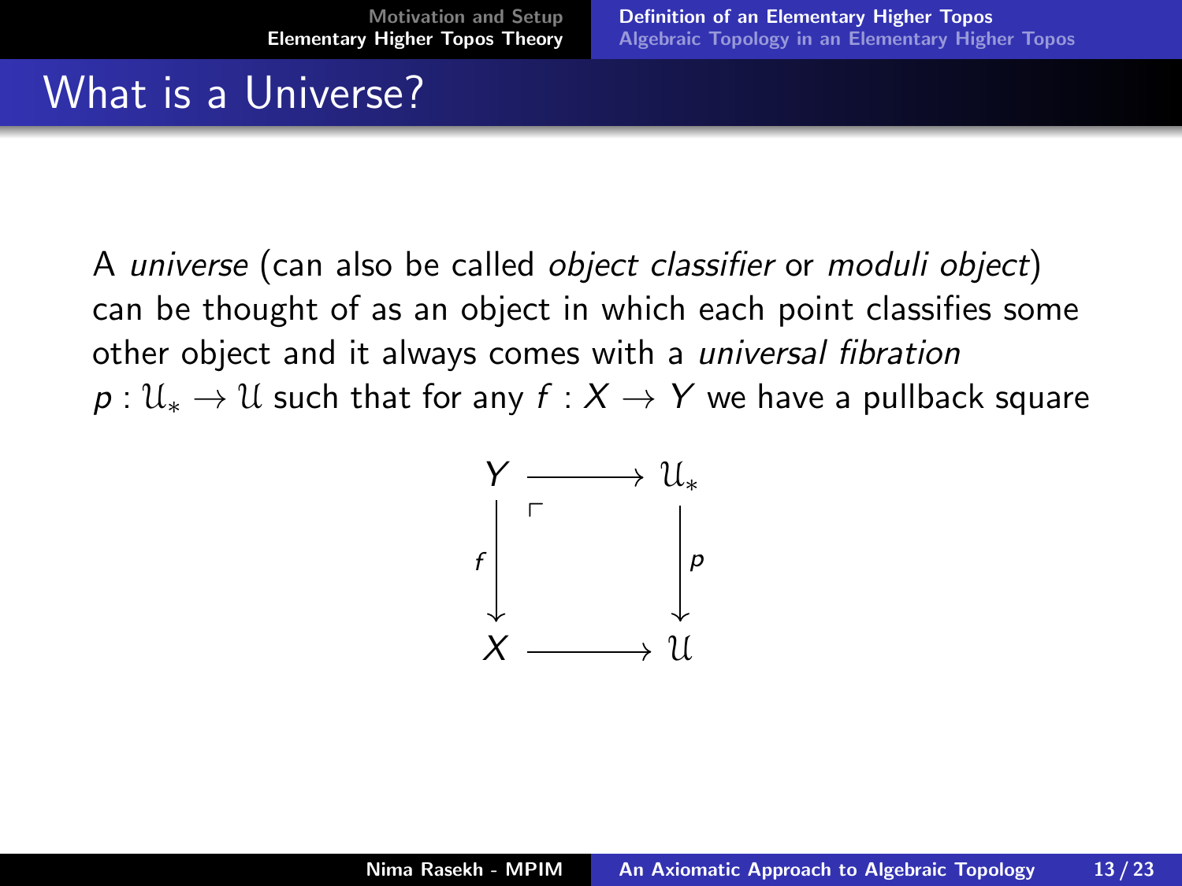# What is a Universe?

A *universe* (can also be called *object classifier* or *moduli object*) can be thought of as an object in which each point classifies some other object and it always comes with a *universal fibration* $p : \mathcal{U}_* \to \mathcal{U}$ such that for any $f : X \to Y$ we have a pullback square

$$
\begin{array}{ccc}
Y & \longrightarrow & \mathcal{U}_* \\
{\scriptstyle f}\downarrow & \ulcorner & \downarrow{\scriptstyle p} \\
X & \longrightarrow & \mathcal{U}
\end{array}
$$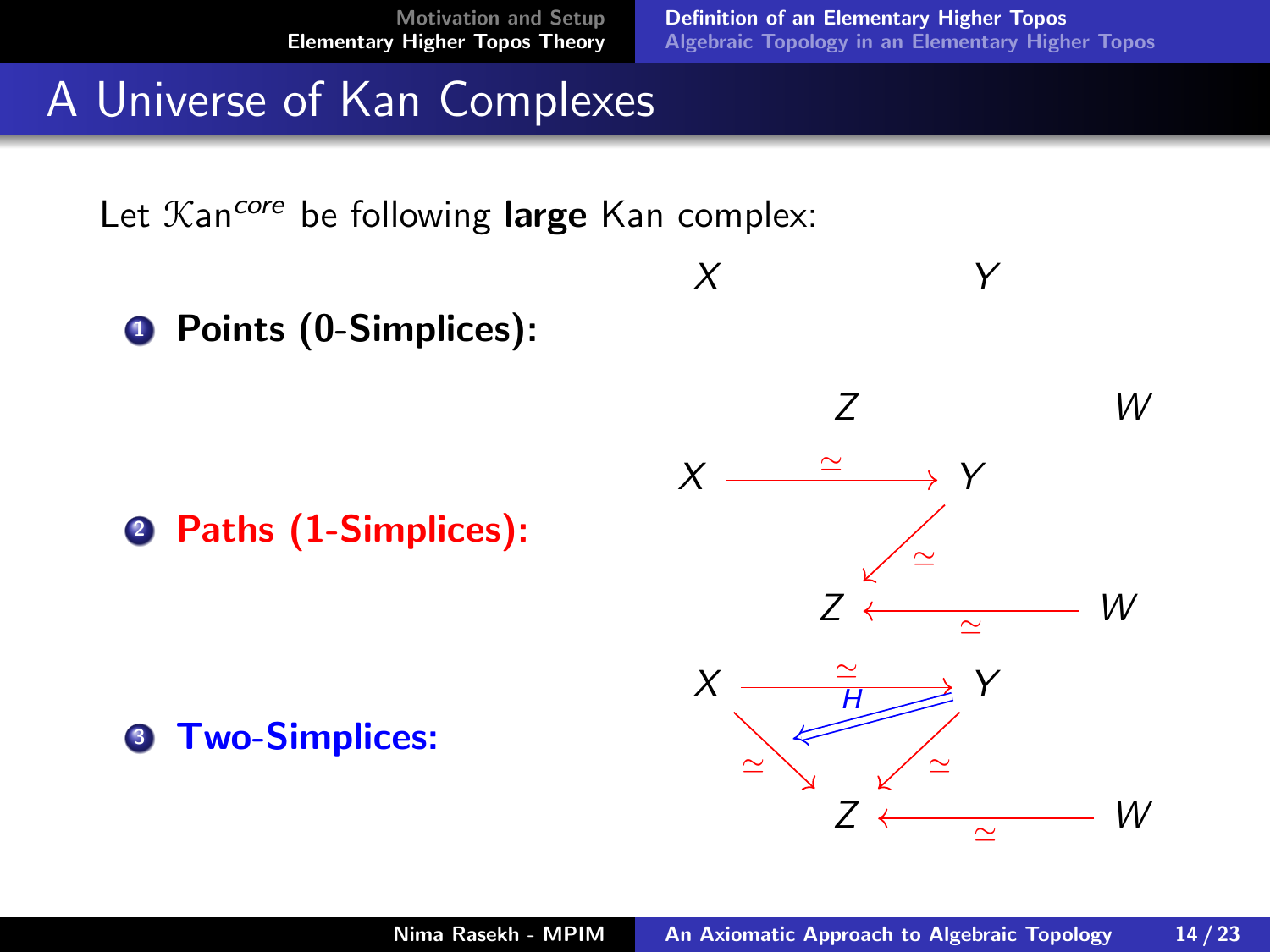# A Universe of Kan Complexes

Let $\mathcal{K}an^{core}$ be following **large** Kan complex:

1. **Points (0-Simplices):**

$$X \qquad\qquad Y$$

$$Z \qquad\qquad W$$

2. **Paths (1-Simplices):**

$$X \xrightarrow{\simeq} Y, \quad Y \xrightarrow{\simeq} Z, \quad Z \xleftarrow{\simeq} W$$

3. **Two-Simplices:**

$$X \xrightarrow{\simeq} Y, \quad X \xrightarrow{\simeq} Z, \quad Y \xrightarrow{\simeq} Z, \quad Z \xleftarrow{\simeq} W, \quad H$$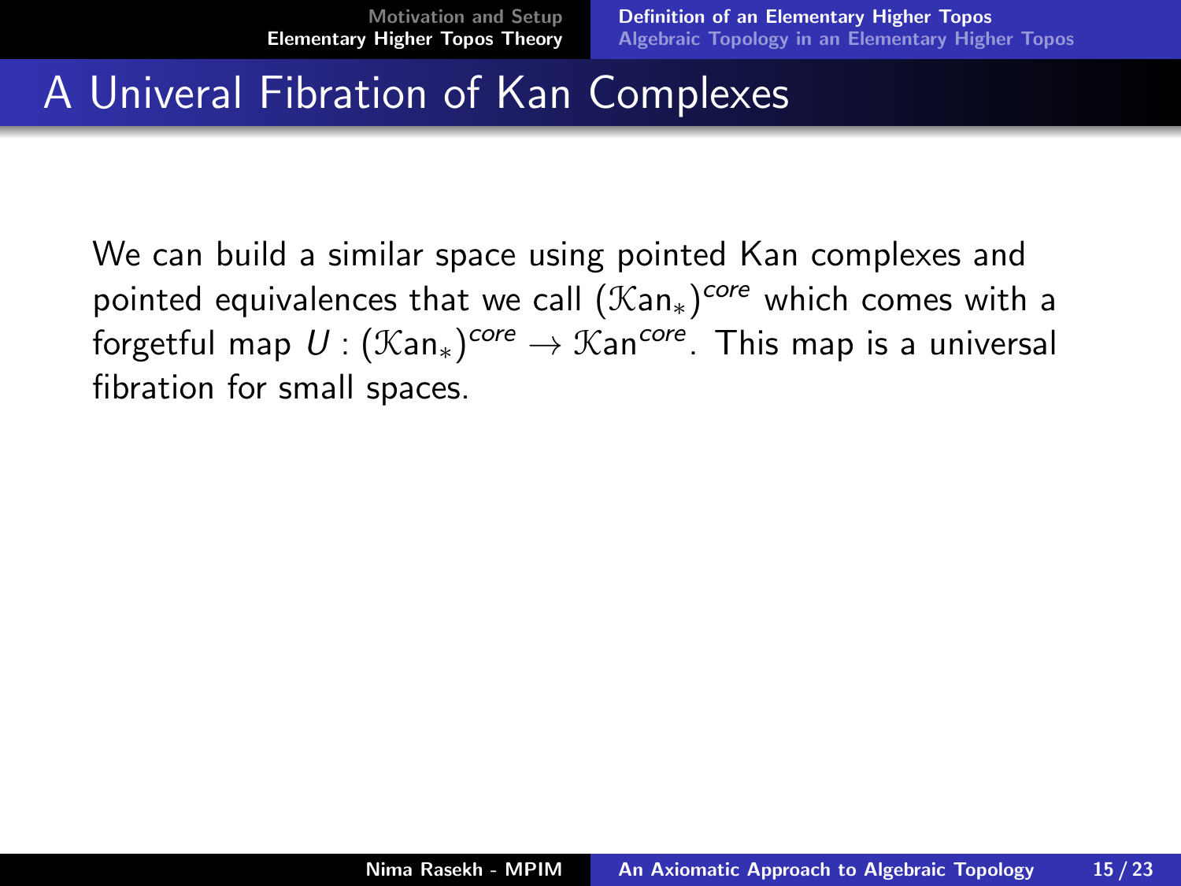# A Univeral Fibration of Kan Complexes

We can build a similar space using pointed Kan complexes and pointed equivalences that we call $(\mathcal{K}\text{an}_*)^{core}$ which comes with a forgetful map $U : (\mathcal{K}\text{an}_*)^{core} \to \mathcal{K}\text{an}^{core}$. This map is a universal fibration for small spaces.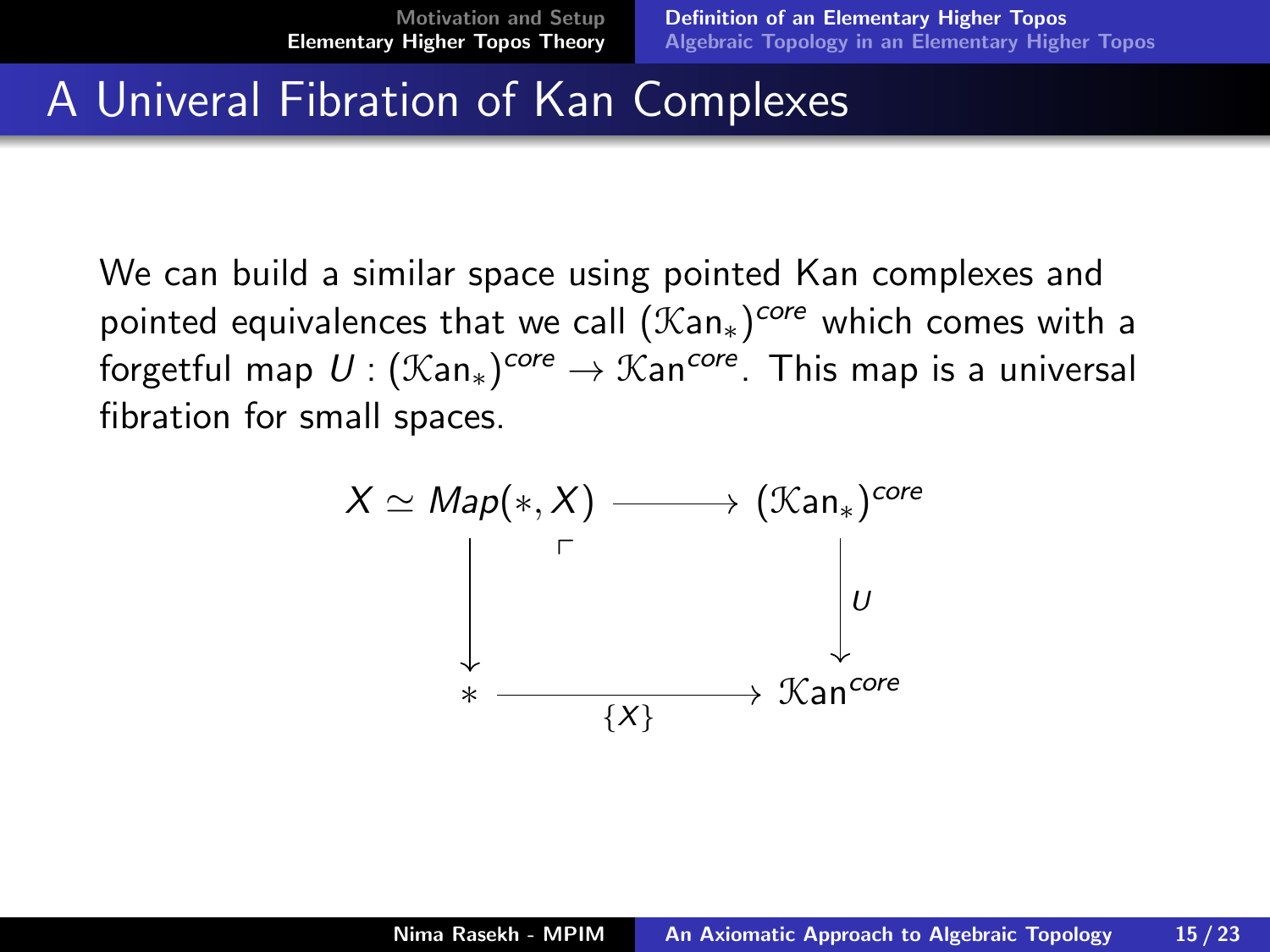# A Univeral Fibration of Kan Complexes

We can build a similar space using pointed Kan complexes and pointed equivalences that we call $(\mathcal{K}\text{an}_*)^{core}$ which comes with a forgetful map $U : (\mathcal{K}\text{an}_*)^{core} \to \mathcal{K}\text{an}^{core}$. This map is a universal fibration for small spaces.

$$
\begin{array}{ccc}
X \simeq Map(*, X) & \longrightarrow & (\mathcal{K}\text{an}_*)^{core} \\
\big\downarrow & \ulcorner & \big\downarrow U \\
* & \xrightarrow[\{X\}]{} & \mathcal{K}\text{an}^{core}
\end{array}
$$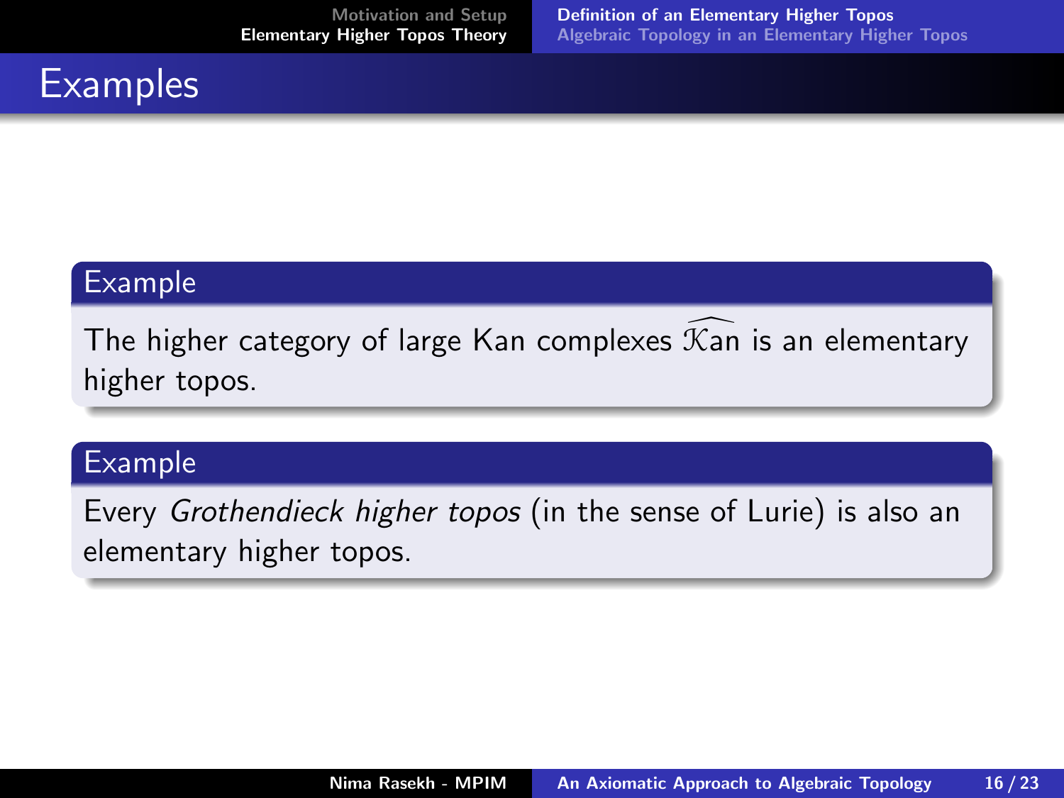# Examples

**Example**

The higher category of large Kan complexes $\widehat{\mathcal{K}\text{an}}$ is an elementary higher topos.

**Example**

Every *Grothendieck higher topos* (in the sense of Lurie) is also an elementary higher topos.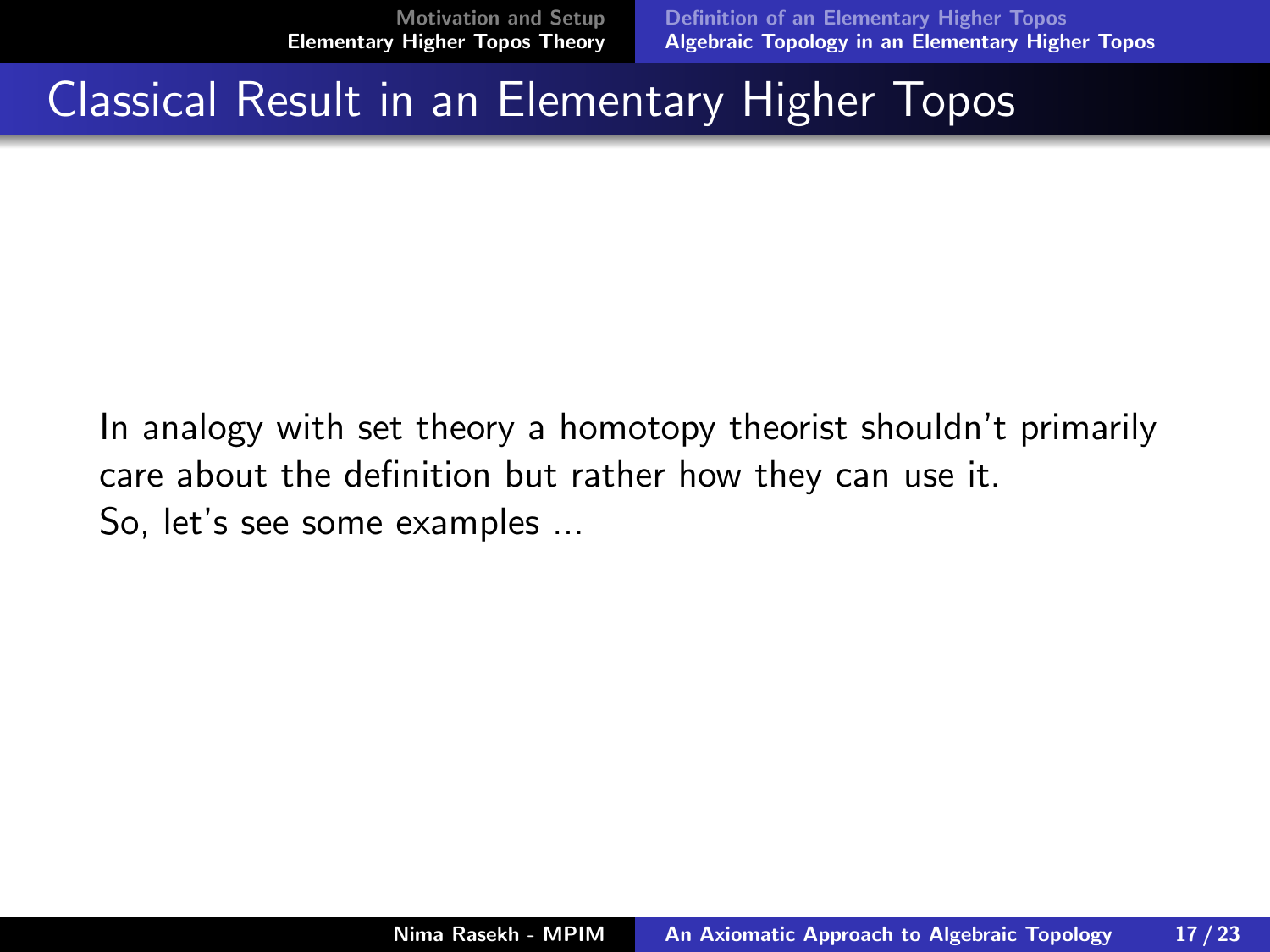## Classical Result in an Elementary Higher Topos

In analogy with set theory a homotopy theorist shouldn't primarily care about the definition but rather how they can use it.
So, let's see some examples ...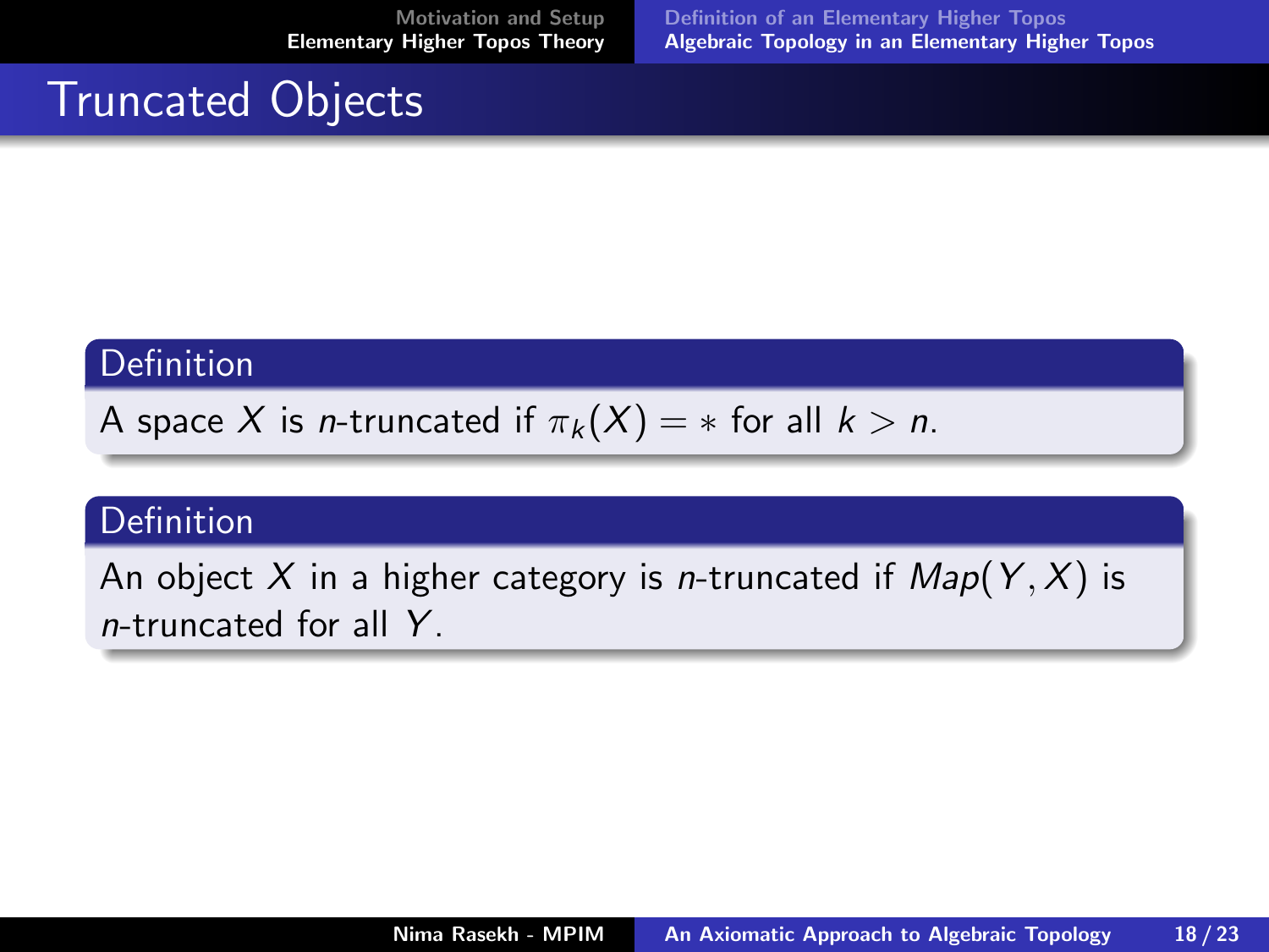# Truncated Objects

**Definition**

A space $X$ is $n$-truncated if $\pi_k(X) = *$ for all $k > n$.

**Definition**

An object $X$ in a higher category is $n$-truncated if $Map(Y, X)$ is $n$-truncated for all $Y$.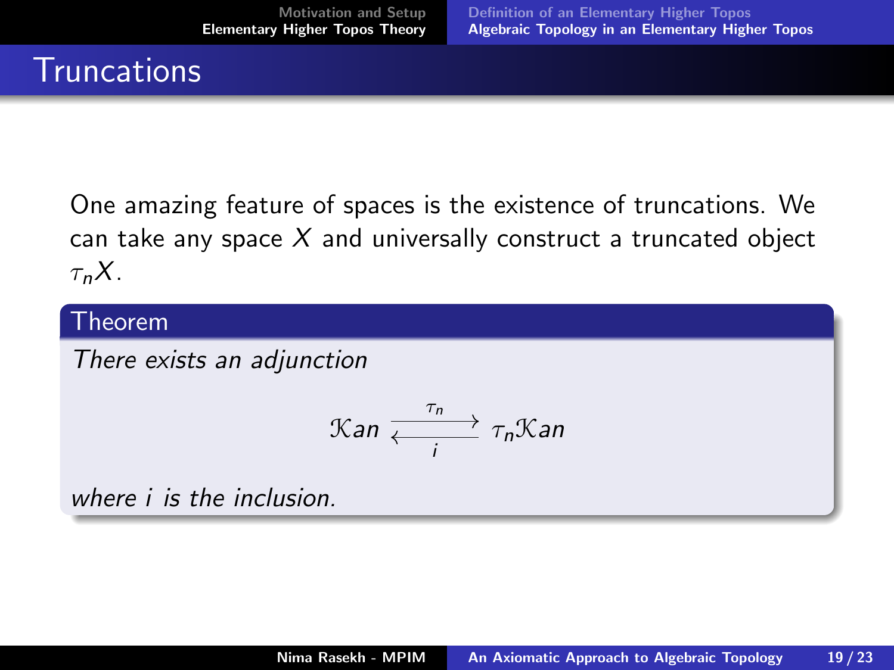## Truncations

One amazing feature of spaces is the existence of truncations. We can take any space $X$ and universally construct a truncated object $\tau_n X$.

**Theorem**

*There exists an adjunction*

$$\mathcal{K}an \underset{i}{\overset{\tau_n}{\rightleftarrows}} \tau_n \mathcal{K}an$$

*where $i$ is the inclusion.*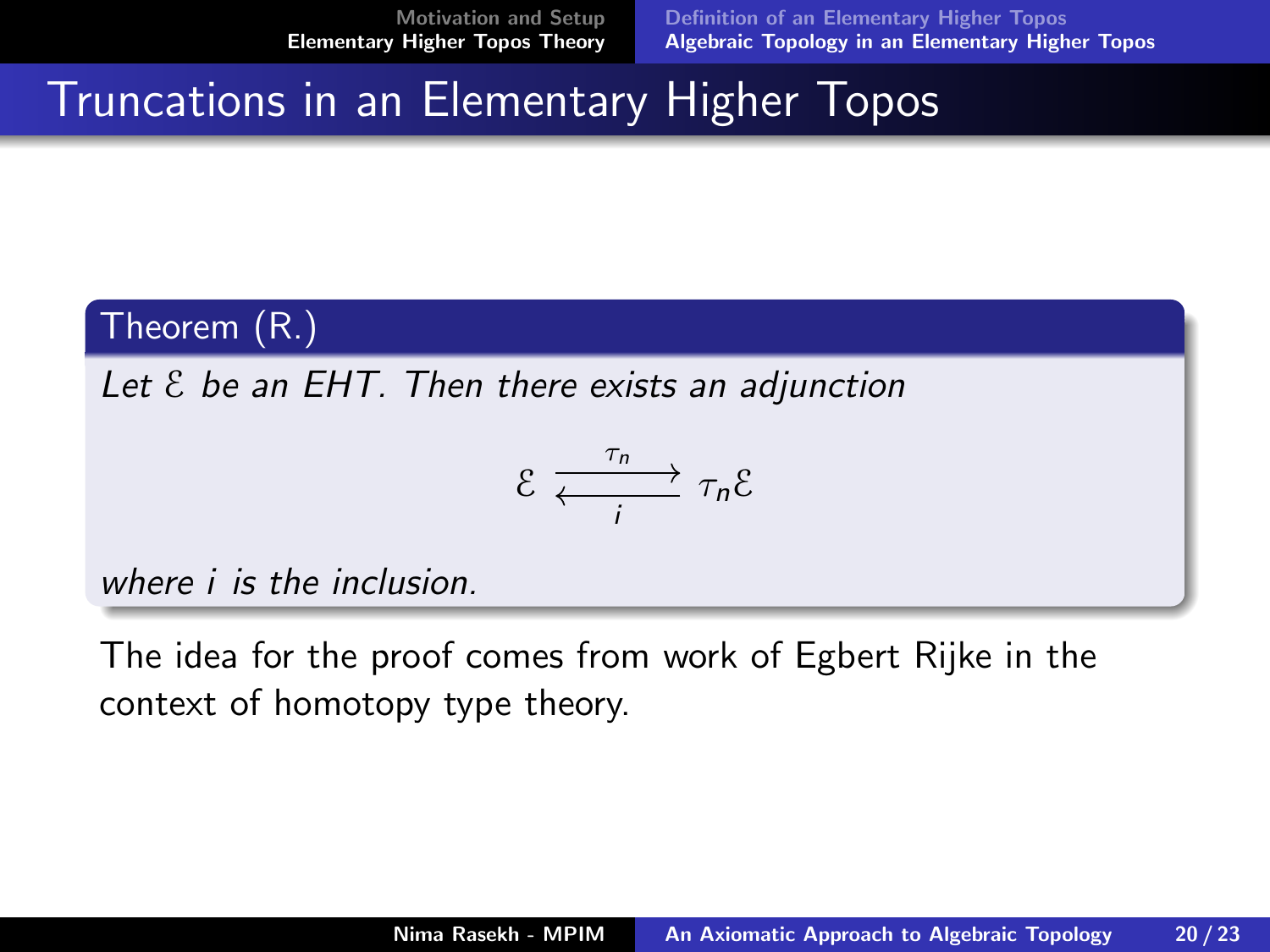# Truncations in an Elementary Higher Topos

**Theorem (R.)**

*Let $\mathcal{E}$ be an EHT. Then there exists an adjunction*

$$\mathcal{E} \underset{i}{\overset{\tau_n}{\rightleftarrows}} \tau_n\mathcal{E}$$

*where $i$ is the inclusion.*

The idea for the proof comes from work of Egbert Rijke in the context of homotopy type theory.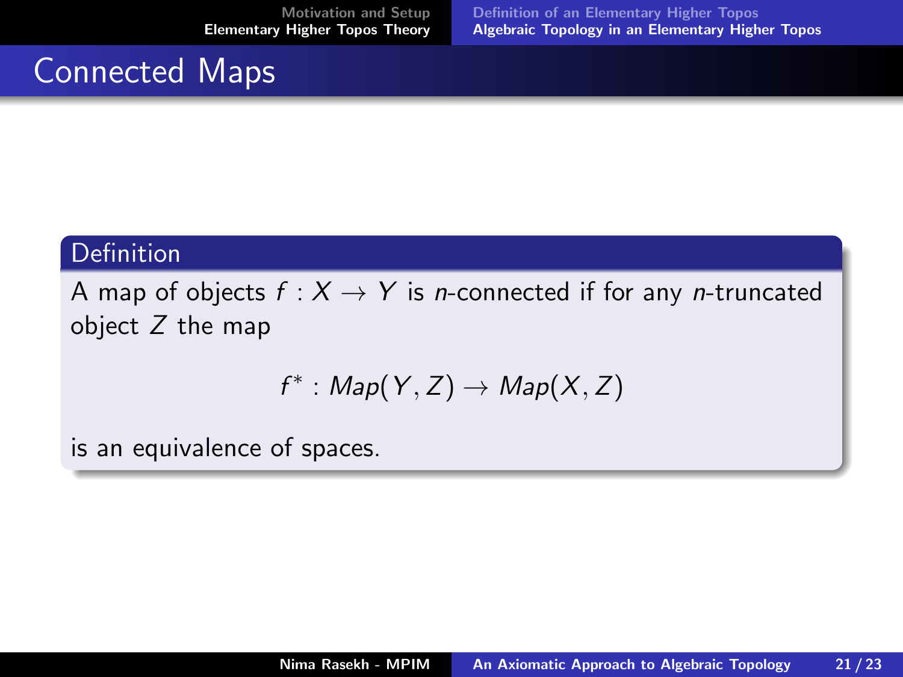# Connected Maps

**Definition**

A map of objects $f : X \to Y$ is $n$-connected if for any $n$-truncated object $Z$ the map

$$f^* : Map(Y, Z) \to Map(X, Z)$$

is an equivalence of spaces.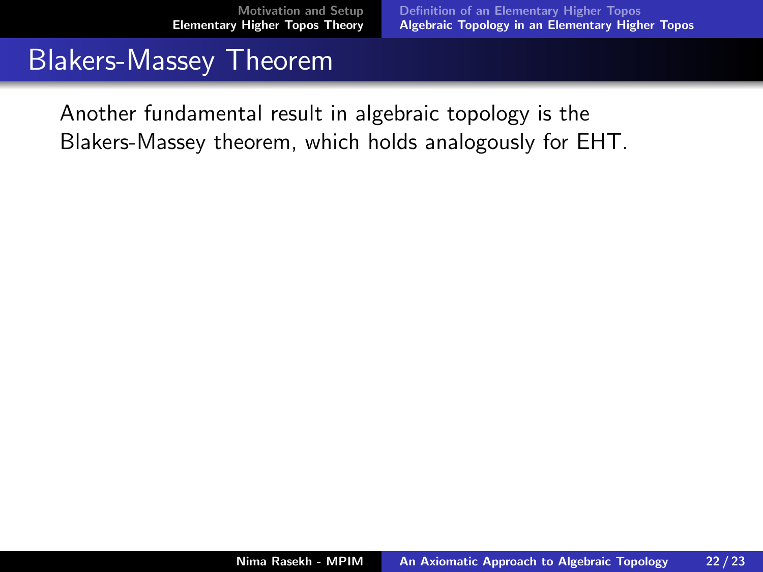# Blakers-Massey Theorem

Another fundamental result in algebraic topology is the Blakers-Massey theorem, which holds analogously for EHT.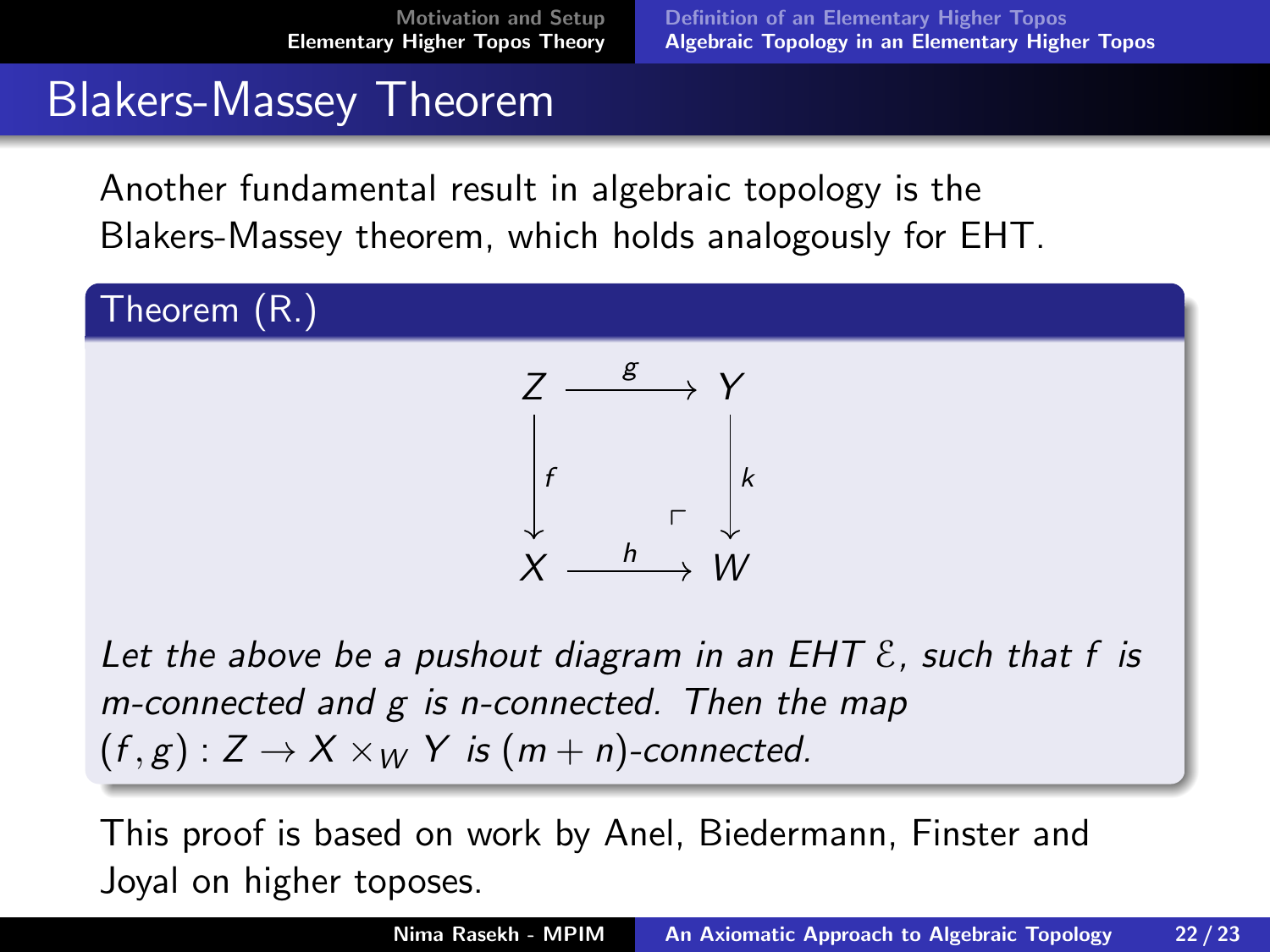# Blakers-Massey Theorem

Another fundamental result in algebraic topology is the Blakers-Massey theorem, which holds analogously for EHT.

**Theorem (R.)**

$$
\begin{array}{ccc}
Z & \xrightarrow{g} & Y \\
{\scriptstyle f}\downarrow & & \downarrow{\scriptstyle k} \\
X & \xrightarrow{h} & W
\end{array}
$$

*Let the above be a pushout diagram in an EHT $\mathcal{E}$, such that $f$ is m-connected and $g$ is n-connected. Then the map $(f, g) : Z \to X \times_W Y$ is $(m + n)$-connected.*

This proof is based on work by Anel, Biedermann, Finster and Joyal on higher toposes.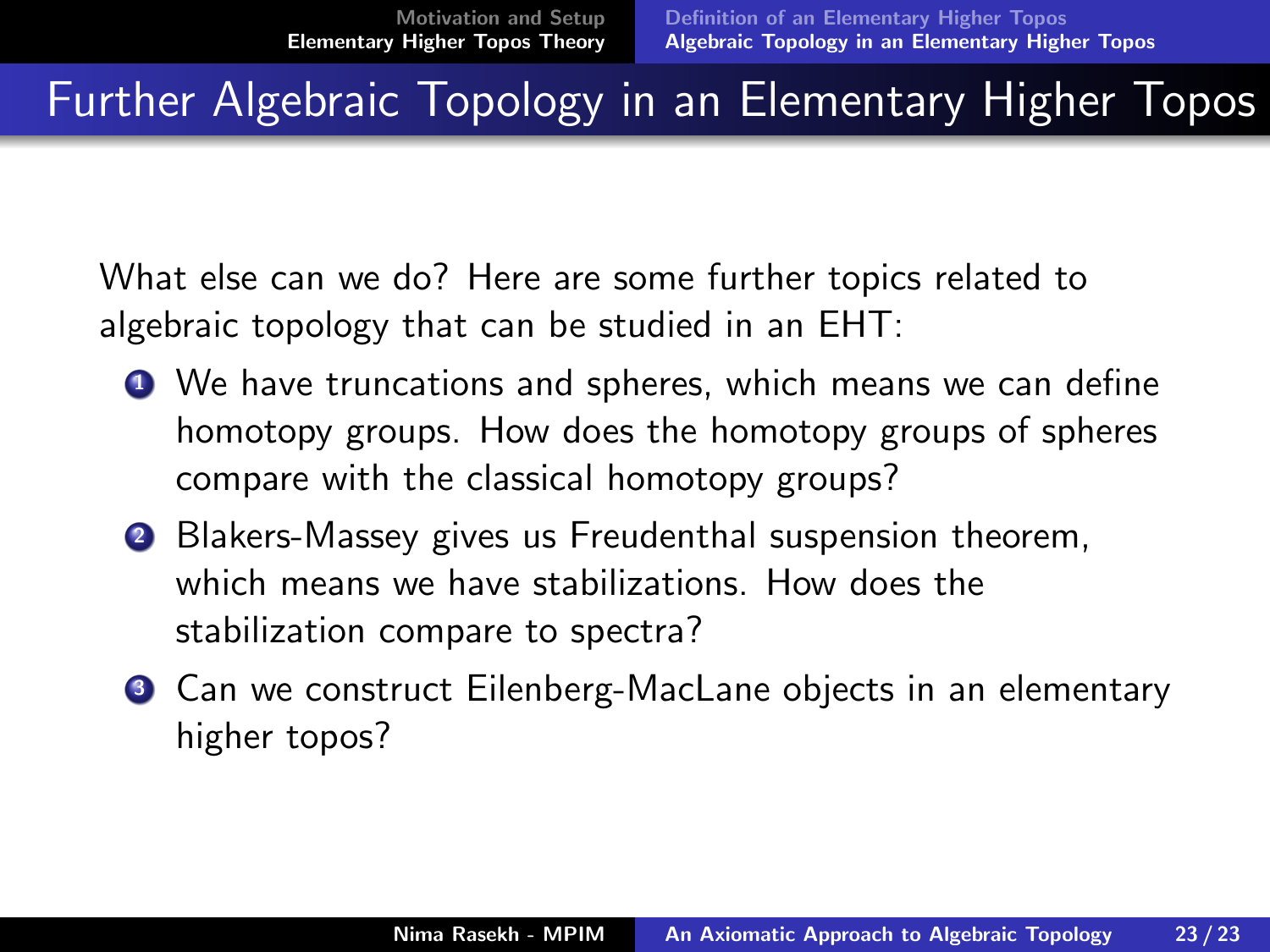# Further Algebraic Topology in an Elementary Higher Topos

What else can we do? Here are some further topics related to algebraic topology that can be studied in an EHT:

1. We have truncations and spheres, which means we can define homotopy groups. How does the homotopy groups of spheres compare with the classical homotopy groups?
2. Blakers-Massey gives us Freudenthal suspension theorem, which means we have stabilizations. How does the stabilization compare to spectra?
3. Can we construct Eilenberg-MacLane objects in an elementary higher topos?